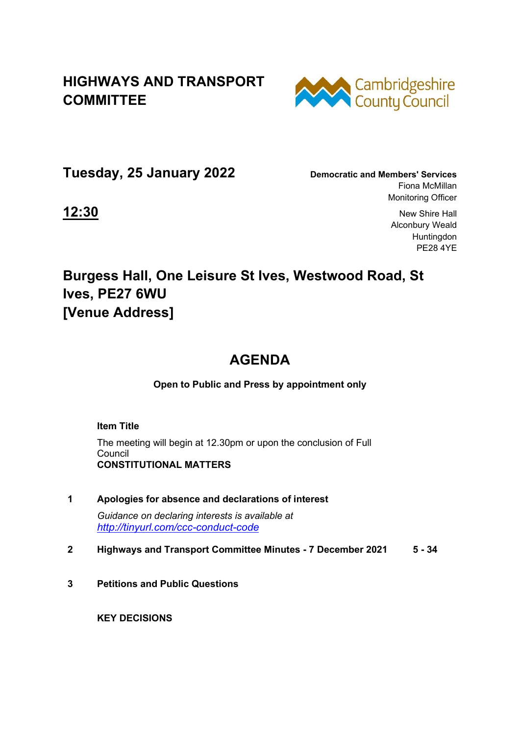# HIGHWAYS AND TRANSPORT COMMITTEE

Cambridgeshire County Council

## Tuesday, 25 January 2022

**Democratic and Members' Services**
Fiona McMillan
Monitoring Officer

## 12:30

New Shire Hall
Alconbury Weald
Huntingdon
PE28 4YE

## Burgess Hall, One Leisure St Ives, Westwood Road, St Ives, PE27 6WU [Venue Address]

# AGENDA

**Open to Public and Press by appointment only**

**Item Title**

The meeting will begin at 12.30pm or upon the conclusion of Full Council

**CONSTITUTIONAL MATTERS**

| | | |
|---|---|---|
| **1** | **Apologies for absence and declarations of interest**<br>*Guidance on declaring interests is available at [http://tinyurl.com/ccc-conduct-code](http://tinyurl.com/ccc-conduct-code)* | |
| **2** | **Highways and Transport Committee Minutes - 7 December 2021** | **5 - 34** |
| **3** | **Petitions and Public Questions** | |

**KEY DECISIONS**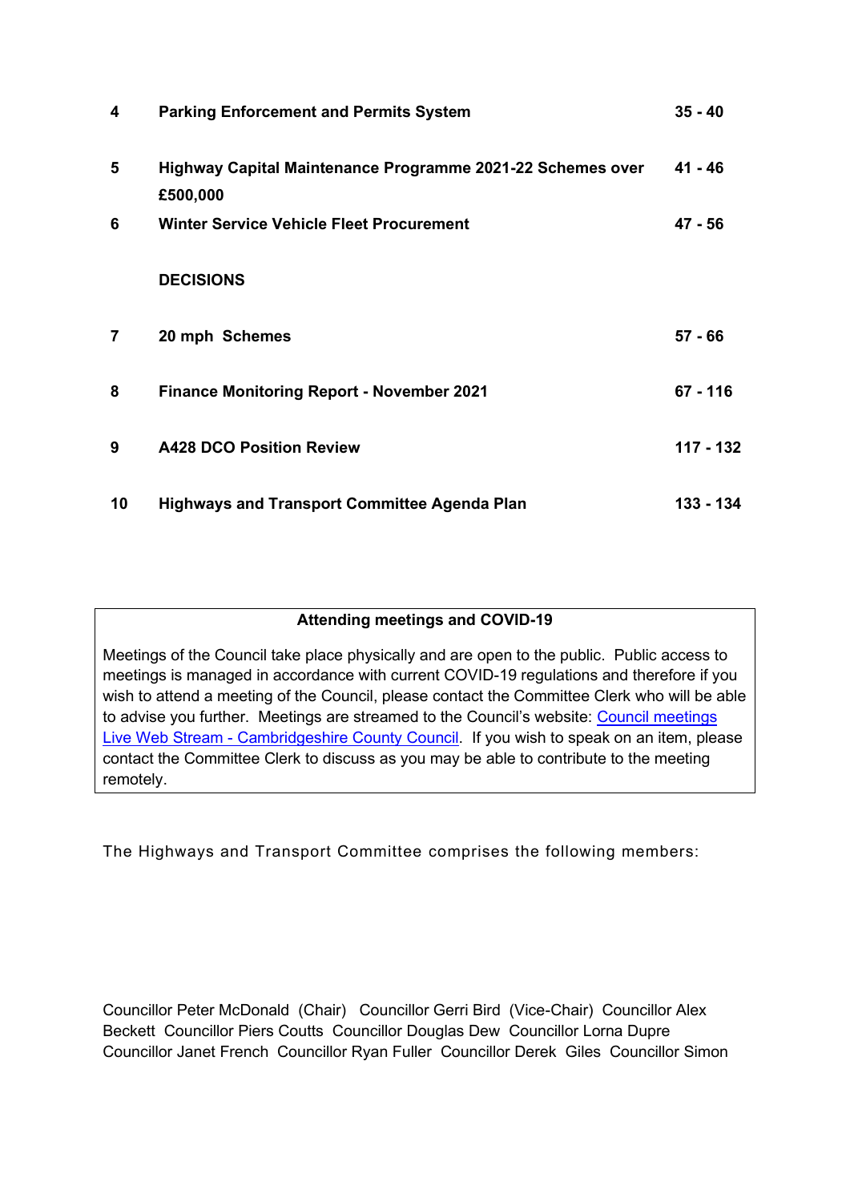| | | |
|---|---|---|
| **4** | **Parking Enforcement and Permits System** | **35 - 40** |
| **5** | **Highway Capital Maintenance Programme 2021-22 Schemes over £500,000** | **41 - 46** |
| **6** | **Winter Service Vehicle Fleet Procurement** | **47 - 56** |
| | **DECISIONS** | |
| **7** | **20 mph Schemes** | **57 - 66** |
| **8** | **Finance Monitoring Report - November 2021** | **67 - 116** |
| **9** | **A428 DCO Position Review** | **117 - 132** |
| **10** | **Highways and Transport Committee Agenda Plan** | **133 - 134** |

**Attending meetings and COVID-19**

Meetings of the Council take place physically and are open to the public. Public access to meetings is managed in accordance with current COVID-19 regulations and therefore if you wish to attend a meeting of the Council, please contact the Committee Clerk who will be able to advise you further. Meetings are streamed to the Council's website: [Council meetings Live Web Stream - Cambridgeshire County Council](). If you wish to speak on an item, please contact the Committee Clerk to discuss as you may be able to contribute to the meeting remotely.

The Highways and Transport Committee comprises the following members:

Councillor Peter McDonald (Chair) Councillor Gerri Bird (Vice-Chair) Councillor Alex Beckett Councillor Piers Coutts Councillor Douglas Dew Councillor Lorna Dupre Councillor Janet French Councillor Ryan Fuller Councillor Derek Giles Councillor Simon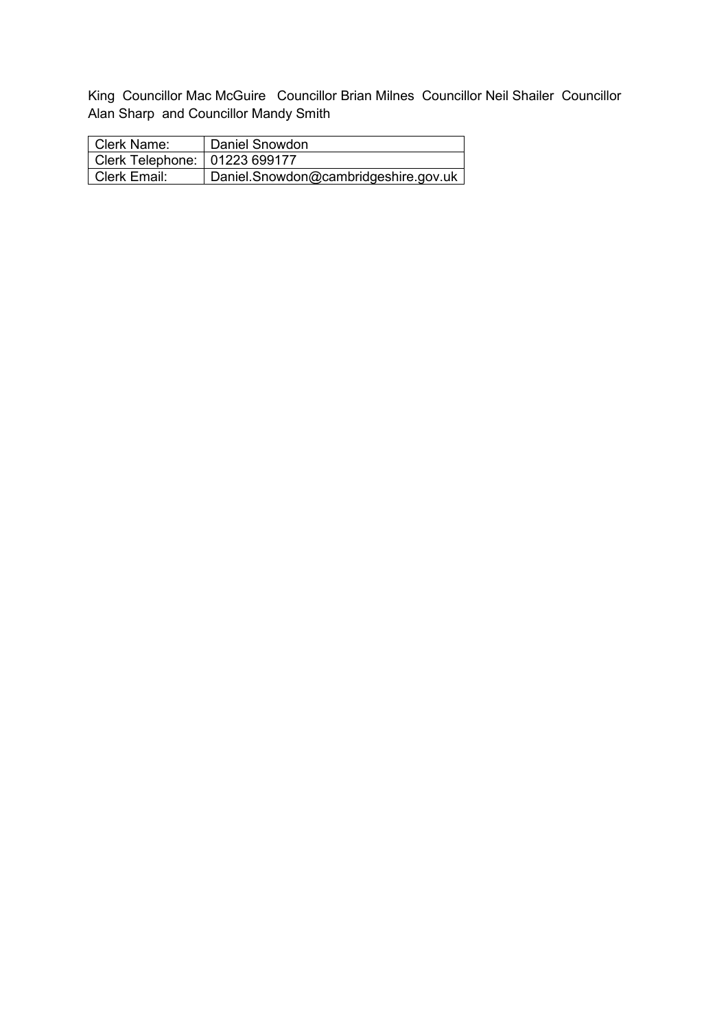King Councillor Mac McGuire Councillor Brian Milnes Councillor Neil Shailer Councillor Alan Sharp and Councillor Mandy Smith

| | |
|---|---|
| Clerk Name: | Daniel Snowdon |
| Clerk Telephone: | 01223 699177 |
| Clerk Email: | Daniel.Snowdon@cambridgeshire.gov.uk |